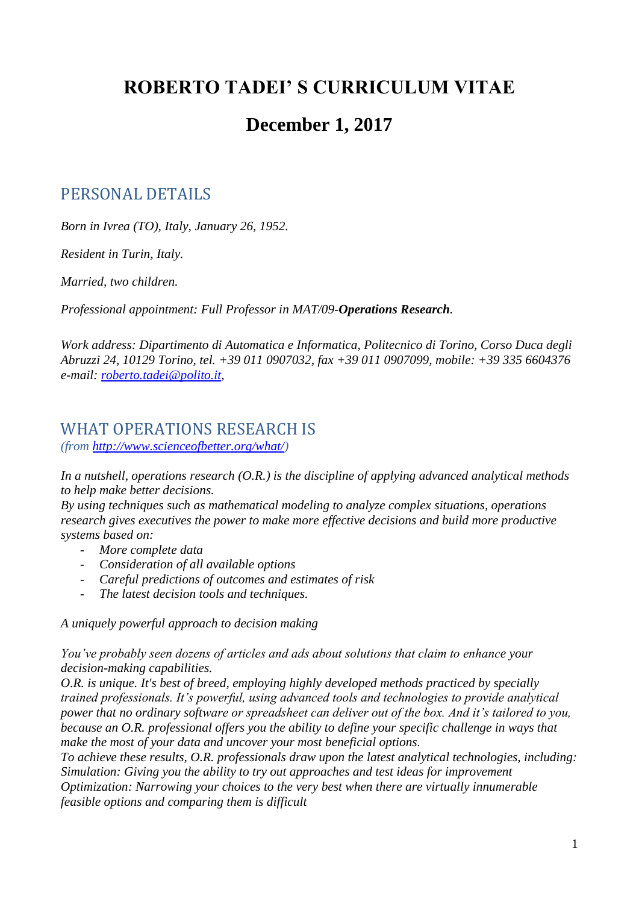# ROBERTO TADEI' S CURRICULUM VITAE

# December 1, 2017

## PERSONAL DETAILS

*Born in Ivrea (TO), Italy, January 26, 1952.*

*Resident in Turin, Italy.*

*Married, two children.*

*Professional appointment: Full Professor in MAT/09-**Operations Research**.*

*Work address: Dipartimento di Automatica e Informatica, Politecnico di Torino, Corso Duca degli Abruzzi 24, 10129 Torino, tel. +39 011 0907032, fax +39 011 0907099, mobile: +39 335 6604376 e-mail: [roberto.tadei@polito.it](mailto:roberto.tadei@polito.it),*

## WHAT OPERATIONS RESEARCH IS

*(from [http://www.scienceofbetter.org/what/](http://www.scienceofbetter.org/what/))*

*In a nutshell, operations research (O.R.) is the discipline of applying advanced analytical methods to help make better decisions.*
*By using techniques such as mathematical modeling to analyze complex situations, operations research gives executives the power to make more effective decisions and build more productive systems based on:*

- *More complete data*
- *Consideration of all available options*
- *Careful predictions of outcomes and estimates of risk*
- *The latest decision tools and techniques.*

*A uniquely powerful approach to decision making*

*You've probably seen dozens of articles and ads about solutions that claim to enhance your decision-making capabilities.*
*O.R. is unique. It's best of breed, employing highly developed methods practiced by specially trained professionals. It's powerful, using advanced tools and technologies to provide analytical power that no ordinary software or spreadsheet can deliver out of the box. And it's tailored to you, because an O.R. professional offers you the ability to define your specific challenge in ways that make the most of your data and uncover your most beneficial options.*
*To achieve these results, O.R. professionals draw upon the latest analytical technologies, including:*
*Simulation: Giving you the ability to try out approaches and test ideas for improvement*
*Optimization: Narrowing your choices to the very best when there are virtually innumerable feasible options and comparing them is difficult*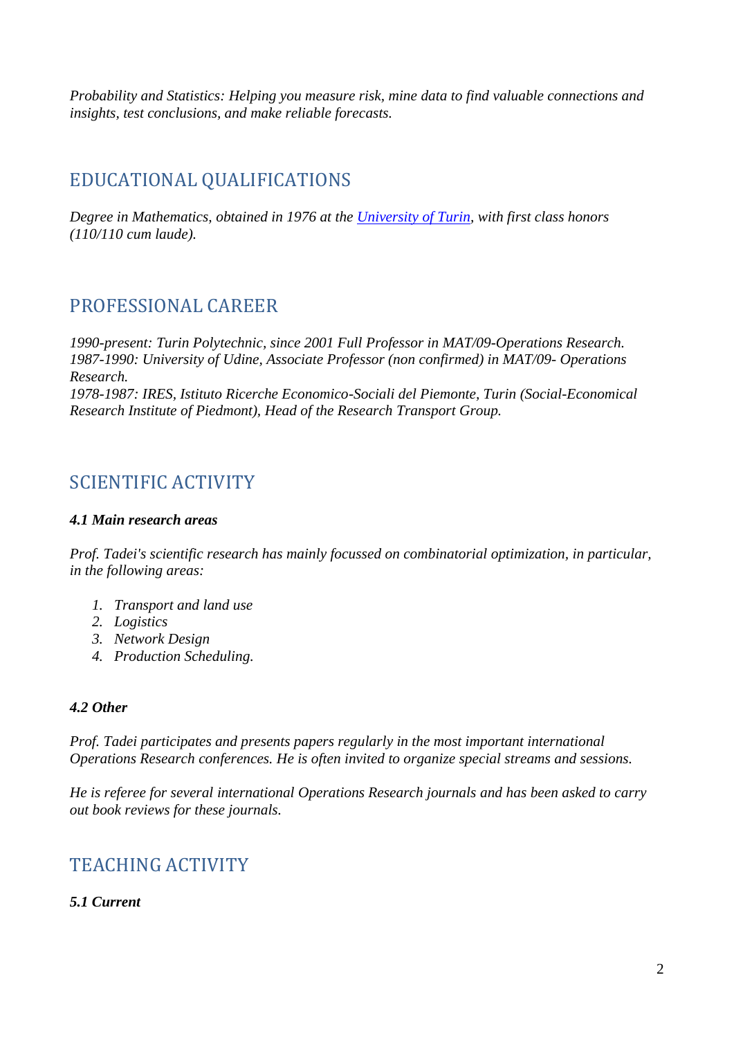*Probability and Statistics: Helping you measure risk, mine data to find valuable connections and insights, test conclusions, and make reliable forecasts.*

## EDUCATIONAL QUALIFICATIONS

*Degree in Mathematics, obtained in 1976 at the [University of Turin](), with first class honors (110/110 cum laude).*

## PROFESSIONAL CAREER

*1990-present: Turin Polytechnic, since 2001 Full Professor in MAT/09-Operations Research.*
*1987-1990: University of Udine, Associate Professor (non confirmed) in MAT/09- Operations Research.*
*1978-1987: IRES, Istituto Ricerche Economico-Sociali del Piemonte, Turin (Social-Economical Research Institute of Piedmont), Head of the Research Transport Group.*

## SCIENTIFIC ACTIVITY

### *4.1 Main research areas*

*Prof. Tadei's scientific research has mainly focussed on combinatorial optimization, in particular, in the following areas:*

1. *Transport and land use*
2. *Logistics*
3. *Network Design*
4. *Production Scheduling.*

### *4.2 Other*

*Prof. Tadei participates and presents papers regularly in the most important international Operations Research conferences. He is often invited to organize special streams and sessions.*

*He is referee for several international Operations Research journals and has been asked to carry out book reviews for these journals.*

## TEACHING ACTIVITY

### *5.1 Current*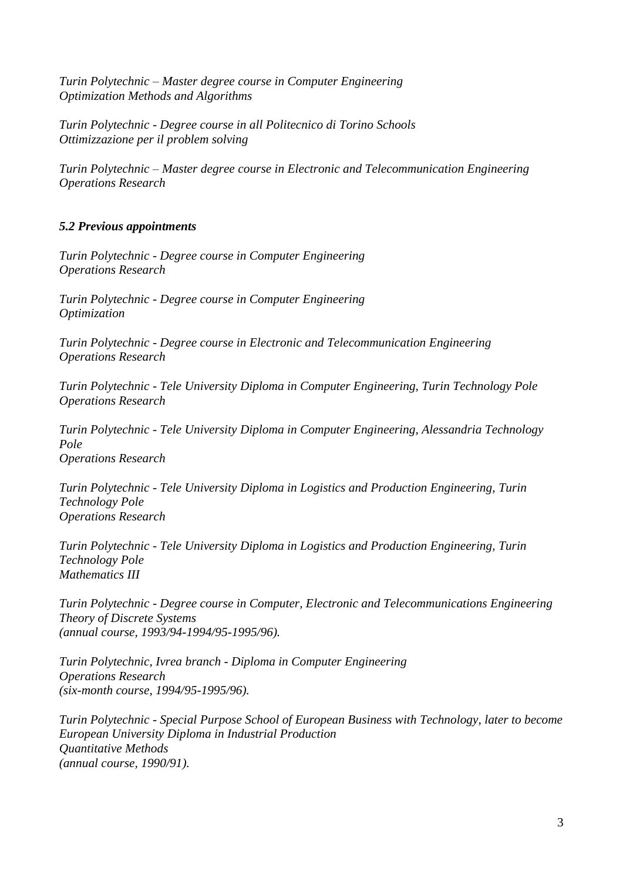*Turin Polytechnic – Master degree course in Computer Engineering*
*Optimization Methods and Algorithms*

*Turin Polytechnic - Degree course in all Politecnico di Torino Schools*
*Ottimizzazione per il problem solving*

*Turin Polytechnic – Master degree course in Electronic and Telecommunication Engineering*
*Operations Research*

### *5.2 Previous appointments*

*Turin Polytechnic - Degree course in Computer Engineering*
*Operations Research*

*Turin Polytechnic - Degree course in Computer Engineering*
*Optimization*

*Turin Polytechnic - Degree course in Electronic and Telecommunication Engineering*
*Operations Research*

*Turin Polytechnic - Tele University Diploma in Computer Engineering, Turin Technology Pole*
*Operations Research*

*Turin Polytechnic - Tele University Diploma in Computer Engineering, Alessandria Technology Pole*
*Operations Research*

*Turin Polytechnic - Tele University Diploma in Logistics and Production Engineering, Turin Technology Pole*
*Operations Research*

*Turin Polytechnic - Tele University Diploma in Logistics and Production Engineering, Turin Technology Pole*
*Mathematics III*

*Turin Polytechnic - Degree course in Computer, Electronic and Telecommunications Engineering*
*Theory of Discrete Systems*
*(annual course, 1993/94-1994/95-1995/96).*

*Turin Polytechnic, Ivrea branch - Diploma in Computer Engineering*
*Operations Research*
*(six-month course, 1994/95-1995/96).*

*Turin Polytechnic - Special Purpose School of European Business with Technology, later to become European University Diploma in Industrial Production*
*Quantitative Methods*
*(annual course, 1990/91).*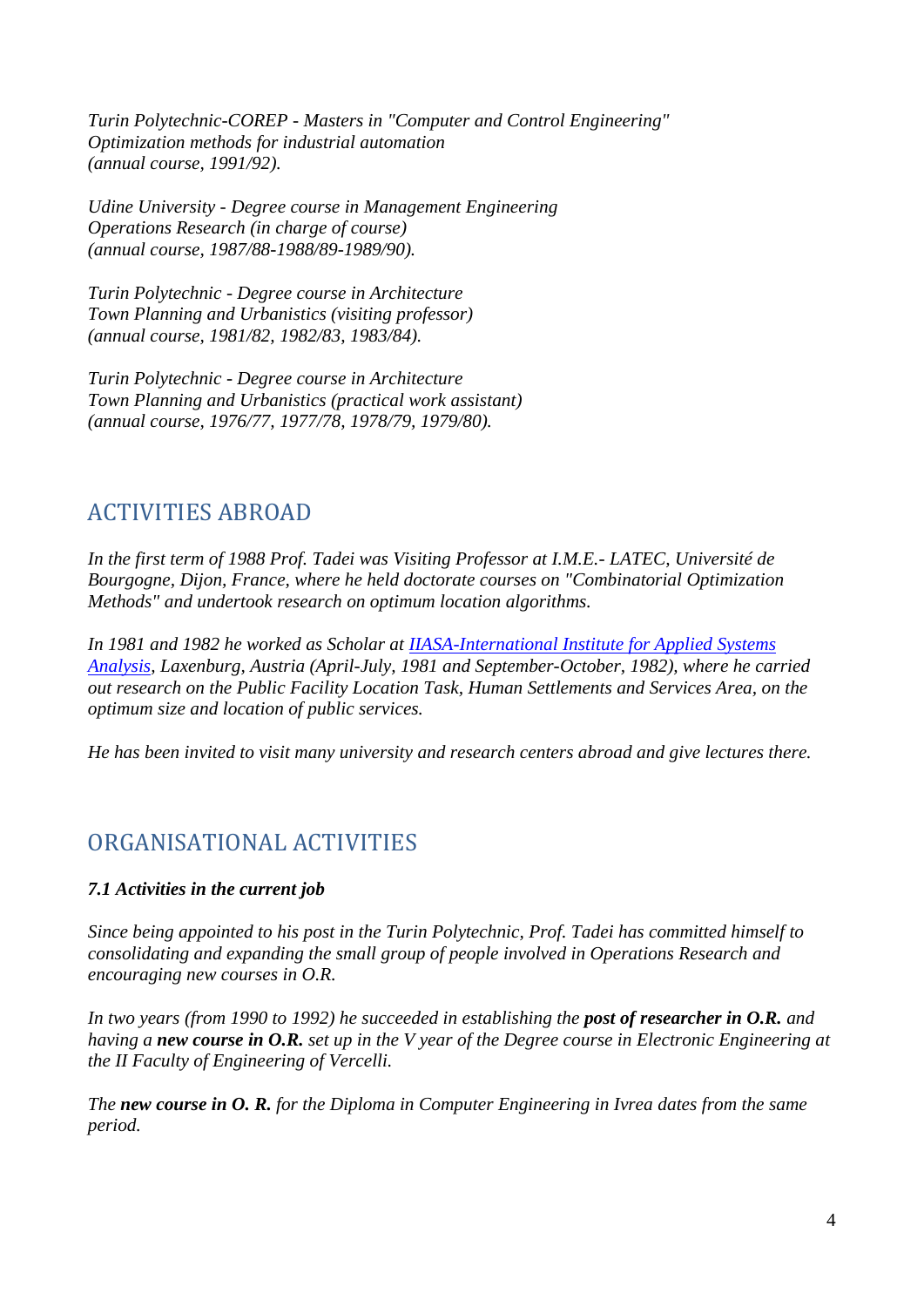*Turin Polytechnic-COREP - Masters in "Computer and Control Engineering"*
*Optimization methods for industrial automation*
*(annual course, 1991/92).*

*Udine University - Degree course in Management Engineering*
*Operations Research (in charge of course)*
*(annual course, 1987/88-1988/89-1989/90).*

*Turin Polytechnic - Degree course in Architecture*
*Town Planning and Urbanistics (visiting professor)*
*(annual course, 1981/82, 1982/83, 1983/84).*

*Turin Polytechnic - Degree course in Architecture*
*Town Planning and Urbanistics (practical work assistant)*
*(annual course, 1976/77, 1977/78, 1978/79, 1979/80).*

## ACTIVITIES ABROAD

*In the first term of 1988 Prof. Tadei was Visiting Professor at I.M.E.- LATEC, Université de Bourgogne, Dijon, France, where he held doctorate courses on "Combinatorial Optimization Methods" and undertook research on optimum location algorithms.*

*In 1981 and 1982 he worked as Scholar at IIASA-International Institute for Applied Systems Analysis, Laxenburg, Austria (April-July, 1981 and September-October, 1982), where he carried out research on the Public Facility Location Task, Human Settlements and Services Area, on the optimum size and location of public services.*

*He has been invited to visit many university and research centers abroad and give lectures there.*

## ORGANISATIONAL ACTIVITIES

***7.1 Activities in the current job***

*Since being appointed to his post in the Turin Polytechnic, Prof. Tadei has committed himself to consolidating and expanding the small group of people involved in Operations Research and encouraging new courses in O.R.*

*In two years (from 1990 to 1992) he succeeded in establishing the **post of researcher in O.R.** and having a **new course in O.R.** set up in the V year of the Degree course in Electronic Engineering at the II Faculty of Engineering of Vercelli.*

*The **new course in O. R.** for the Diploma in Computer Engineering in Ivrea dates from the same period.*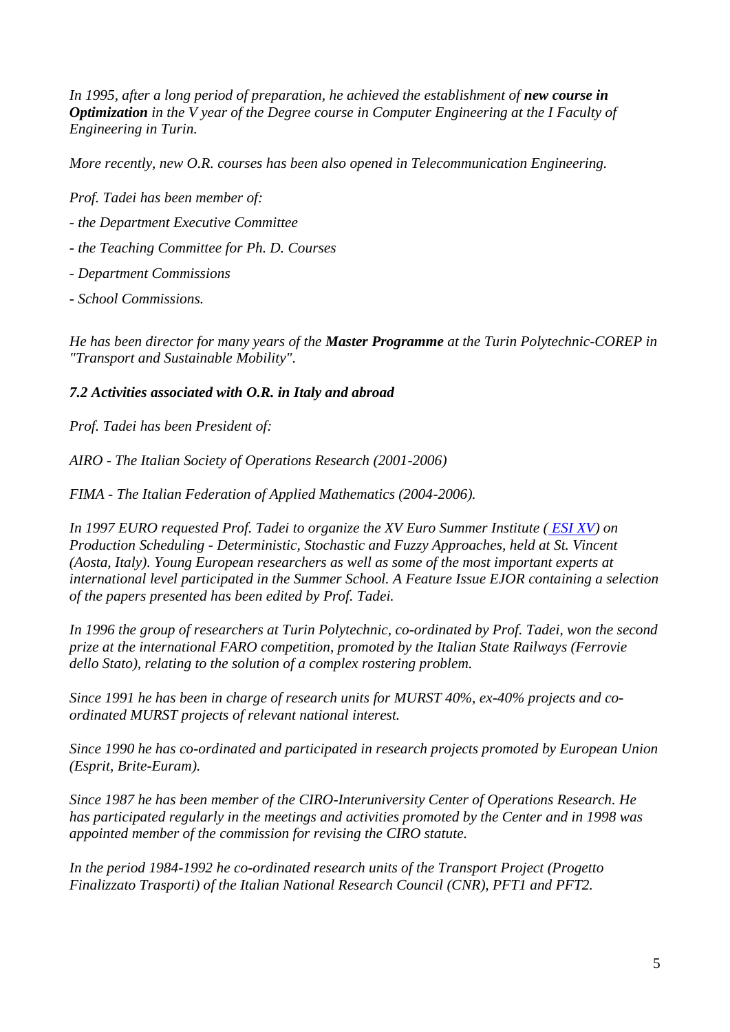*In 1995, after a long period of preparation, he achieved the establishment of **new course in Optimization** in the V year of the Degree course in Computer Engineering at the I Faculty of Engineering in Turin.*

*More recently, new O.R. courses has been also opened in Telecommunication Engineering.*

*Prof. Tadei has been member of:*

*- the Department Executive Committee*

*- the Teaching Committee for Ph. D. Courses*

*- Department Commissions*

*- School Commissions.*

*He has been director for many years of the **Master Programme** at the Turin Polytechnic-COREP in "Transport and Sustainable Mobility".*

### *7.2 Activities associated with O.R. in Italy and abroad*

*Prof. Tadei has been President of:*

*AIRO - The Italian Society of Operations Research (2001-2006)*

*FIMA - The Italian Federation of Applied Mathematics (2004-2006).*

*In 1997 EURO requested Prof. Tadei to organize the XV Euro Summer Institute ( ESI XV) on Production Scheduling - Deterministic, Stochastic and Fuzzy Approaches, held at St. Vincent (Aosta, Italy). Young European researchers as well as some of the most important experts at international level participated in the Summer School. A Feature Issue EJOR containing a selection of the papers presented has been edited by Prof. Tadei.*

*In 1996 the group of researchers at Turin Polytechnic, co-ordinated by Prof. Tadei, won the second prize at the international FARO competition, promoted by the Italian State Railways (Ferrovie dello Stato), relating to the solution of a complex rostering problem.*

*Since 1991 he has been in charge of research units for MURST 40%, ex-40% projects and co-ordinated MURST projects of relevant national interest.*

*Since 1990 he has co-ordinated and participated in research projects promoted by European Union (Esprit, Brite-Euram).*

*Since 1987 he has been member of the CIRO-Interuniversity Center of Operations Research. He has participated regularly in the meetings and activities promoted by the Center and in 1998 was appointed member of the commission for revising the CIRO statute.*

*In the period 1984-1992 he co-ordinated research units of the Transport Project (Progetto Finalizzato Trasporti) of the Italian National Research Council (CNR), PFT1 and PFT2.*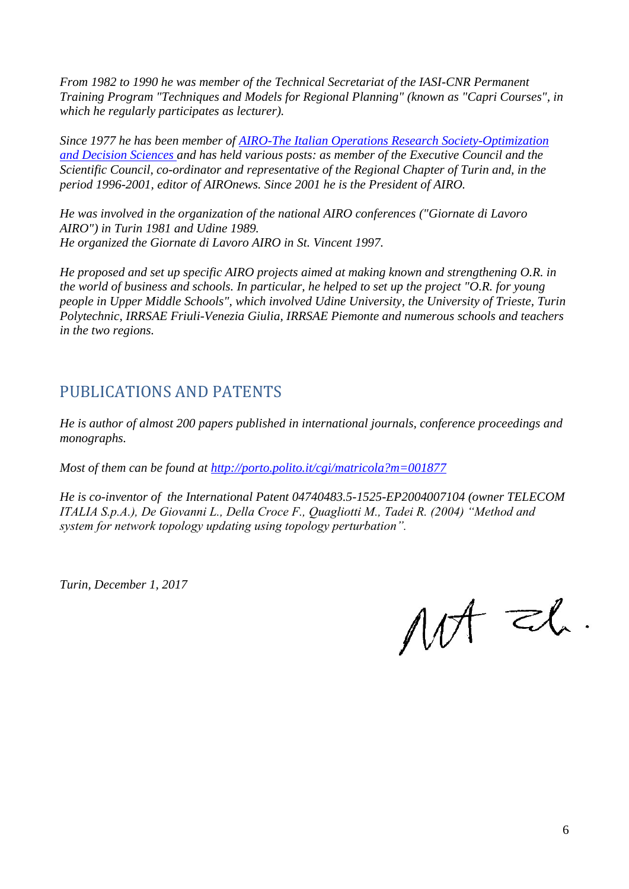*From 1982 to 1990 he was member of the Technical Secretariat of the IASI-CNR Permanent Training Program "Techniques and Models for Regional Planning" (known as "Capri Courses", in which he regularly participates as lecturer).*

*Since 1977 he has been member of [AIRO-The Italian Operations Research Society-Optimization and Decision Sciences](#) and has held various posts: as member of the Executive Council and the Scientific Council, co-ordinator and representative of the Regional Chapter of Turin and, in the period 1996-2001, editor of AIROnews. Since 2001 he is the President of AIRO.*

*He was involved in the organization of the national AIRO conferences ("Giornate di Lavoro AIRO") in Turin 1981 and Udine 1989.*
*He organized the Giornate di Lavoro AIRO in St. Vincent 1997.*

*He proposed and set up specific AIRO projects aimed at making known and strengthening O.R. in the world of business and schools. In particular, he helped to set up the project "O.R. for young people in Upper Middle Schools", which involved Udine University, the University of Trieste, Turin Polytechnic, IRRSAE Friuli-Venezia Giulia, IRRSAE Piemonte and numerous schools and teachers in the two regions.*

## PUBLICATIONS AND PATENTS

*He is author of almost 200 papers published in international journals, conference proceedings and monographs.*

*Most of them can be found at http://porto.polito.it/cgi/matricola?m=001877*

*He is co-inventor of the International Patent 04740483.5-1525-EP2004007104 (owner TELECOM ITALIA S.p.A.), De Giovanni L., Della Croce F., Quagliotti M., Tadei R. (2004) "Method and system for network topology updating using topology perturbation".*

*Turin, December 1, 2017*